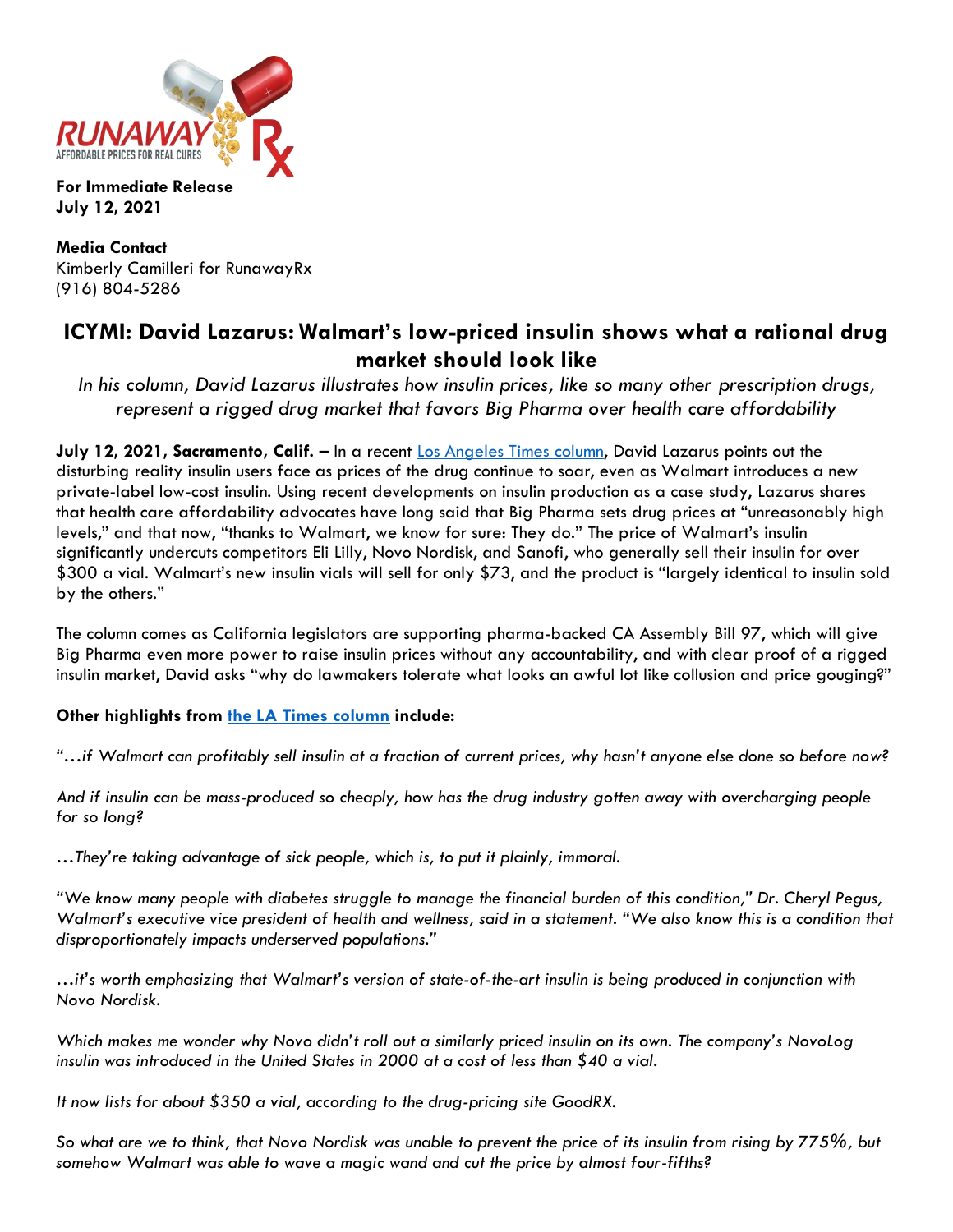RUNAWAY Rx
AFFORDABLE PRICES FOR REAL CURES

**For Immediate Release**
**July 12, 2021**

**Media Contact**
Kimberly Camilleri for RunawayRx
(916) 804-5286

# ICYMI: David Lazarus: Walmart's low-priced insulin shows what a rational drug market should look like

*In his column, David Lazarus illustrates how insulin prices, like so many other prescription drugs, represent a rigged drug market that favors Big Pharma over health care affordability*

**July 12, 2021, Sacramento, Calif. –** In a recent Los Angeles Times column, David Lazarus points out the disturbing reality insulin users face as prices of the drug continue to soar, even as Walmart introduces a new private-label low-cost insulin. Using recent developments on insulin production as a case study, Lazarus shares that health care affordability advocates have long said that Big Pharma sets drug prices at "unreasonably high levels," and that now, "thanks to Walmart, we know for sure: They do." The price of Walmart's insulin significantly undercuts competitors Eli Lilly, Novo Nordisk, and Sanofi, who generally sell their insulin for over $300 a vial. Walmart's new insulin vials will sell for only $73, and the product is "largely identical to insulin sold by the others."

The column comes as California legislators are supporting pharma-backed CA Assembly Bill 97, which will give Big Pharma even more power to raise insulin prices without any accountability, and with clear proof of a rigged insulin market, David asks "why do lawmakers tolerate what looks an awful lot like collusion and price gouging?"

**Other highlights from the LA Times column include:**

*"…if Walmart can profitably sell insulin at a fraction of current prices, why hasn't anyone else done so before now?*

*And if insulin can be mass-produced so cheaply, how has the drug industry gotten away with overcharging people for so long?*

*…They're taking advantage of sick people, which is, to put it plainly, immoral.*

*"We know many people with diabetes struggle to manage the financial burden of this condition," Dr. Cheryl Pegus, Walmart's executive vice president of health and wellness, said in a statement. "We also know this is a condition that disproportionately impacts underserved populations."*

*…it's worth emphasizing that Walmart's version of state-of-the-art insulin is being produced in conjunction with Novo Nordisk.*

*Which makes me wonder why Novo didn't roll out a similarly priced insulin on its own. The company's NovoLog insulin was introduced in the United States in 2000 at a cost of less than $40 a vial.*

*It now lists for about $350 a vial, according to the drug-pricing site GoodRX.*

*So what are we to think, that Novo Nordisk was unable to prevent the price of its insulin from rising by 775%, but somehow Walmart was able to wave a magic wand and cut the price by almost four-fifths?*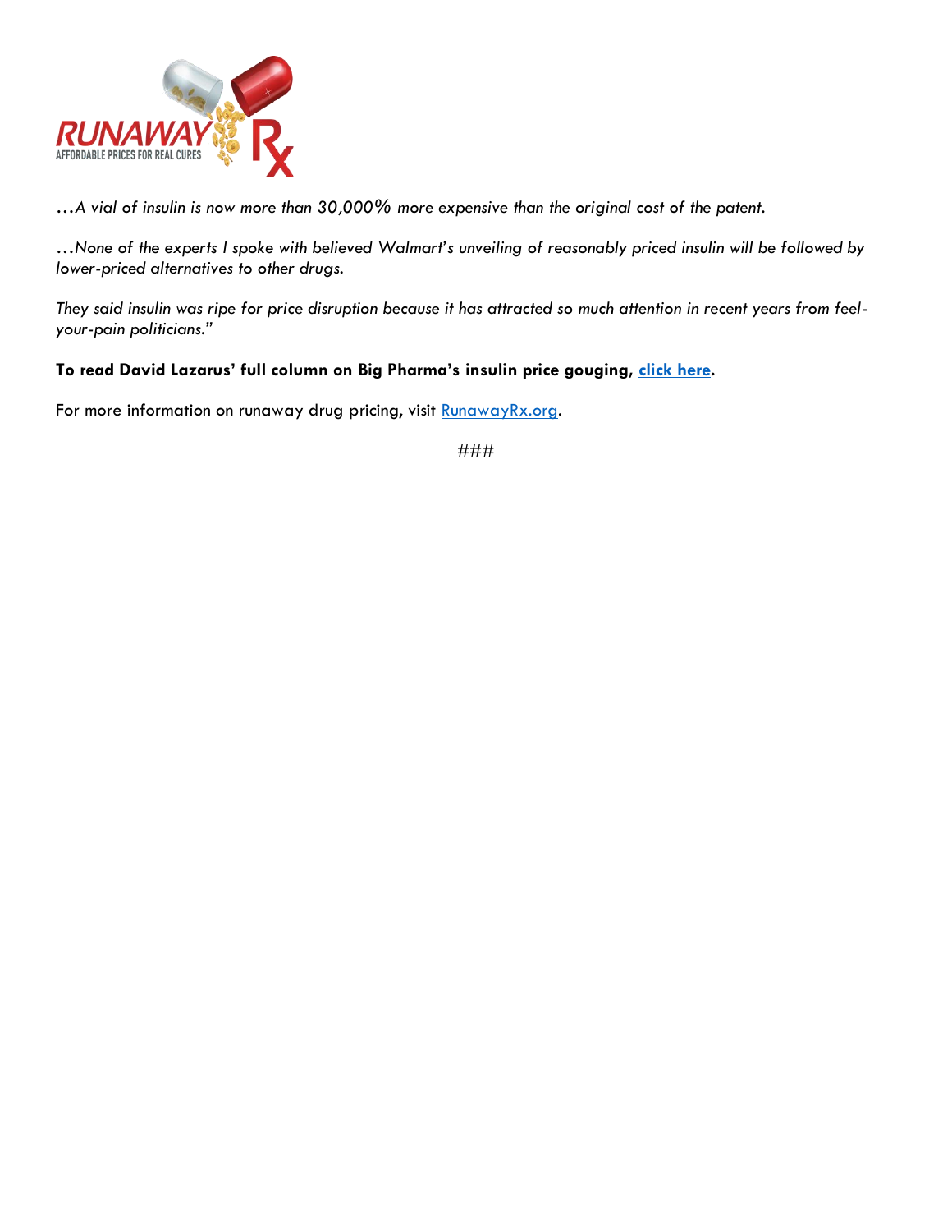*…A vial of insulin is now more than 30,000% more expensive than the original cost of the patent.*

*…None of the experts I spoke with believed Walmart's unveiling of reasonably priced insulin will be followed by lower-priced alternatives to other drugs.*

*They said insulin was ripe for price disruption because it has attracted so much attention in recent years from feel-your-pain politicians."*

**To read David Lazarus' full column on Big Pharma's insulin price gouging, click here.**

For more information on runaway drug pricing, visit RunawayRx.org.

###